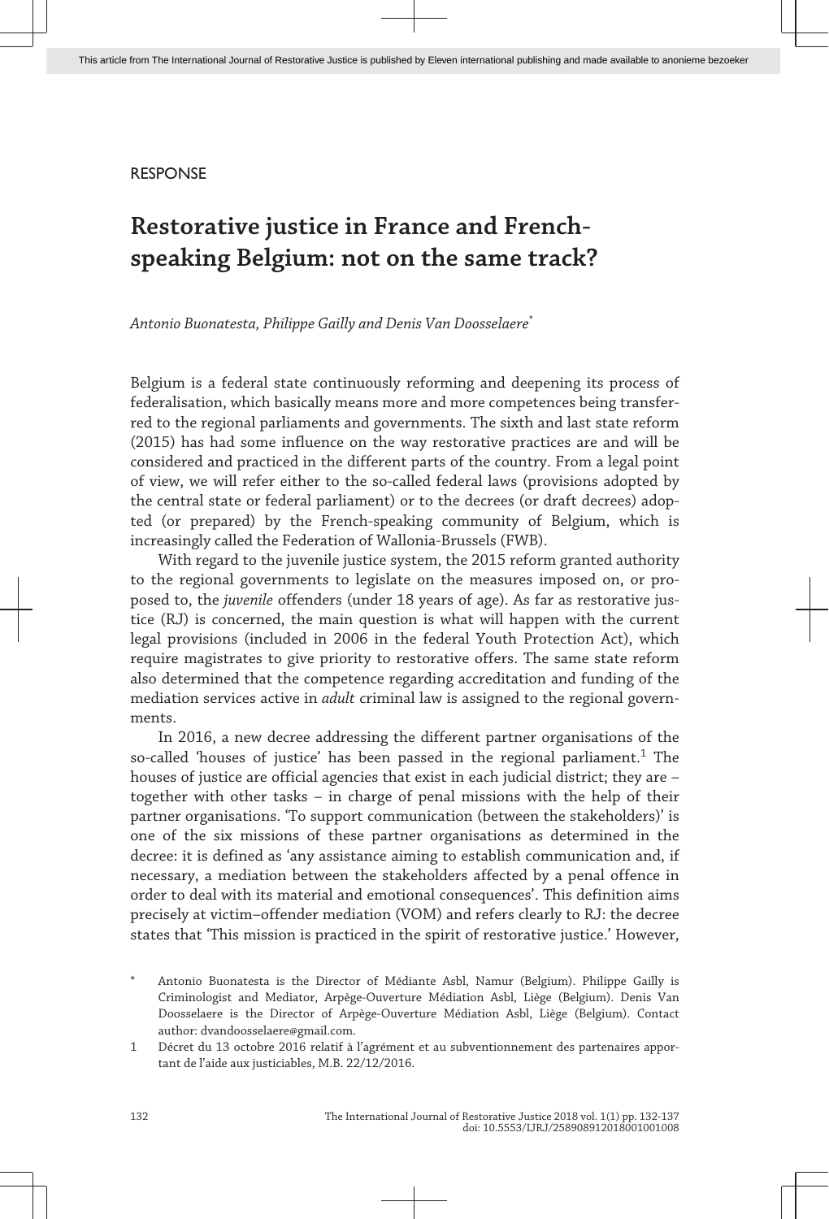RESPONSE

# Restorative justice in France and French-speaking Belgium: not on the same track?

*Antonio Buonatesta, Philippe Gailly and Denis Van Doosselaere*[*]

Belgium is a federal state continuously reforming and deepening its process of federalisation, which basically means more and more competences being transferred to the regional parliaments and governments. The sixth and last state reform (2015) has had some influence on the way restorative practices are and will be considered and practiced in the different parts of the country. From a legal point of view, we will refer either to the so-called federal laws (provisions adopted by the central state or federal parliament) or to the decrees (or draft decrees) adopted (or prepared) by the French-speaking community of Belgium, which is increasingly called the Federation of Wallonia-Brussels (FWB).

With regard to the juvenile justice system, the 2015 reform granted authority to the regional governments to legislate on the measures imposed on, or proposed to, the *juvenile* offenders (under 18 years of age). As far as restorative justice (RJ) is concerned, the main question is what will happen with the current legal provisions (included in 2006 in the federal Youth Protection Act), which require magistrates to give priority to restorative offers. The same state reform also determined that the competence regarding accreditation and funding of the mediation services active in *adult* criminal law is assigned to the regional governments.

In 2016, a new decree addressing the different partner organisations of the so-called 'houses of justice' has been passed in the regional parliament.[1] The houses of justice are official agencies that exist in each judicial district; they are – together with other tasks – in charge of penal missions with the help of their partner organisations. 'To support communication (between the stakeholders)' is one of the six missions of these partner organisations as determined in the decree: it is defined as 'any assistance aiming to establish communication and, if necessary, a mediation between the stakeholders affected by a penal offence in order to deal with its material and emotional consequences'. This definition aims precisely at victim–offender mediation (VOM) and refers clearly to RJ: the decree states that 'This mission is practiced in the spirit of restorative justice.' However,

[*] Antonio Buonatesta is the Director of Médiante Asbl, Namur (Belgium). Philippe Gailly is Criminologist and Mediator, Arpège-Ouverture Médiation Asbl, Liège (Belgium). Denis Van Doosselaere is the Director of Arpège-Ouverture Médiation Asbl, Liège (Belgium). Contact author: dvandoosselaere@gmail.com.

[1] Décret du 13 octobre 2016 relatif à l'agrément et au subventionnement des partenaires apportant de l'aide aux justiciables, M.B. 22/12/2016.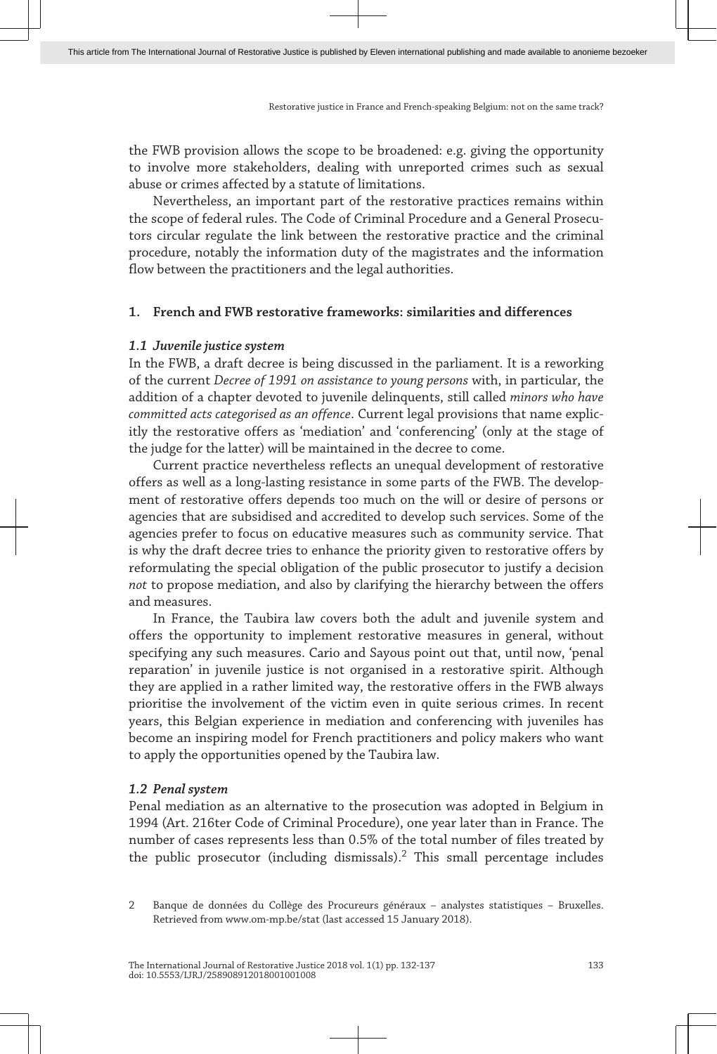the FWB provision allows the scope to be broadened: e.g. giving the opportunity to involve more stakeholders, dealing with unreported crimes such as sexual abuse or crimes affected by a statute of limitations.

Nevertheless, an important part of the restorative practices remains within the scope of federal rules. The Code of Criminal Procedure and a General Prosecutors circular regulate the link between the restorative practice and the criminal procedure, notably the information duty of the magistrates and the information flow between the practitioners and the legal authorities.

## 1. French and FWB restorative frameworks: similarities and differences

### *1.1 Juvenile justice system*

In the FWB, a draft decree is being discussed in the parliament. It is a reworking of the current *Decree of 1991 on assistance to young persons* with, in particular, the addition of a chapter devoted to juvenile delinquents, still called *minors who have committed acts categorised as an offence*. Current legal provisions that name explicitly the restorative offers as 'mediation' and 'conferencing' (only at the stage of the judge for the latter) will be maintained in the decree to come.

Current practice nevertheless reflects an unequal development of restorative offers as well as a long-lasting resistance in some parts of the FWB. The development of restorative offers depends too much on the will or desire of persons or agencies that are subsidised and accredited to develop such services. Some of the agencies prefer to focus on educative measures such as community service. That is why the draft decree tries to enhance the priority given to restorative offers by reformulating the special obligation of the public prosecutor to justify a decision *not* to propose mediation, and also by clarifying the hierarchy between the offers and measures.

In France, the Taubira law covers both the adult and juvenile system and offers the opportunity to implement restorative measures in general, without specifying any such measures. Cario and Sayous point out that, until now, 'penal reparation' in juvenile justice is not organised in a restorative spirit. Although they are applied in a rather limited way, the restorative offers in the FWB always prioritise the involvement of the victim even in quite serious crimes. In recent years, this Belgian experience in mediation and conferencing with juveniles has become an inspiring model for French practitioners and policy makers who want to apply the opportunities opened by the Taubira law.

### *1.2 Penal system*

Penal mediation as an alternative to the prosecution was adopted in Belgium in 1994 (Art. 216ter Code of Criminal Procedure), one year later than in France. The number of cases represents less than 0.5% of the total number of files treated by the public prosecutor (including dismissals).[2] This small percentage includes

2 Banque de données du Collège des Procureurs généraux – analystes statistiques – Bruxelles. Retrieved from www.om-mp.be/stat (last accessed 15 January 2018).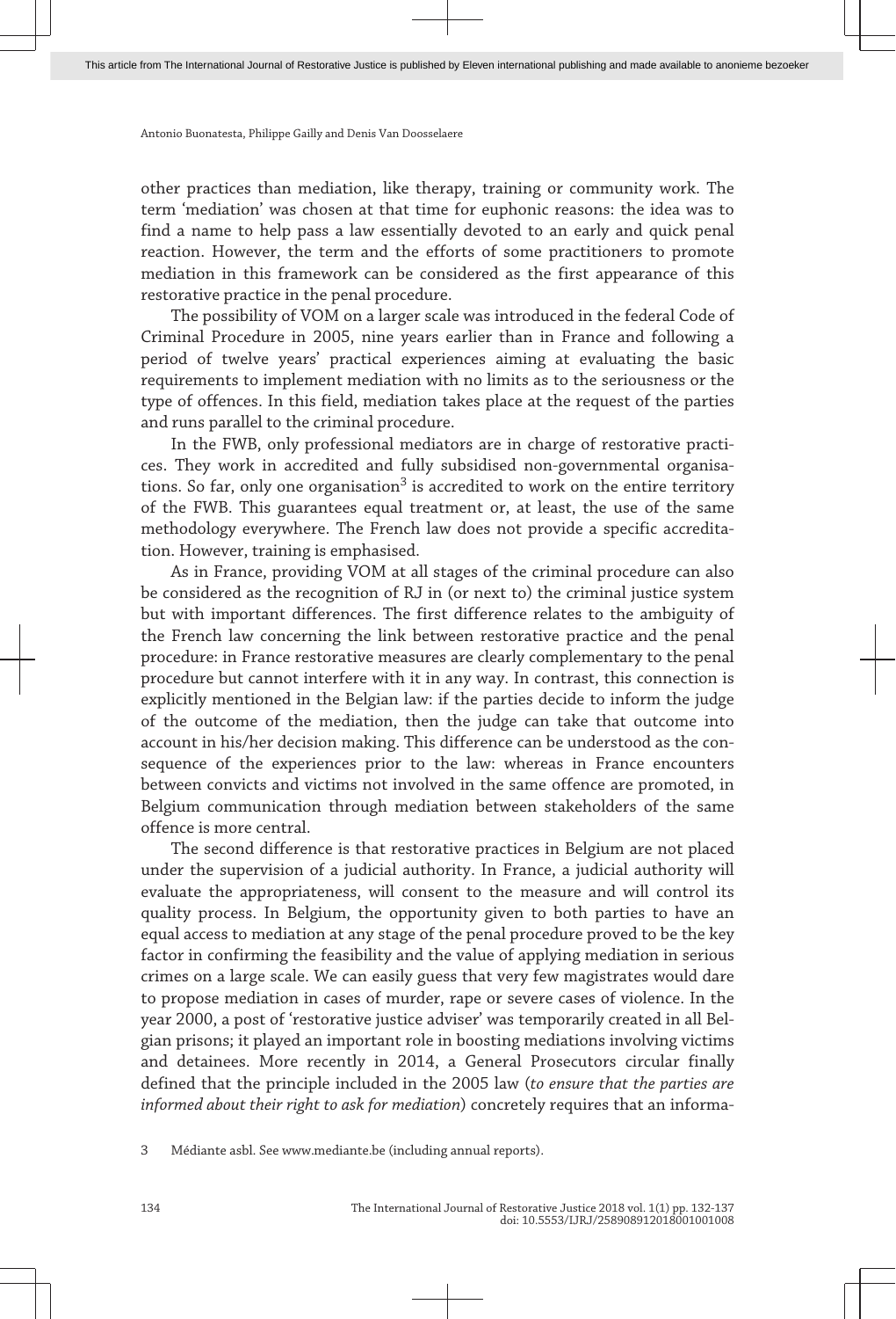other practices than mediation, like therapy, training or community work. The term 'mediation' was chosen at that time for euphonic reasons: the idea was to find a name to help pass a law essentially devoted to an early and quick penal reaction. However, the term and the efforts of some practitioners to promote mediation in this framework can be considered as the first appearance of this restorative practice in the penal procedure.

The possibility of VOM on a larger scale was introduced in the federal Code of Criminal Procedure in 2005, nine years earlier than in France and following a period of twelve years' practical experiences aiming at evaluating the basic requirements to implement mediation with no limits as to the seriousness or the type of offences. In this field, mediation takes place at the request of the parties and runs parallel to the criminal procedure.

In the FWB, only professional mediators are in charge of restorative practices. They work in accredited and fully subsidised non-governmental organisations. So far, only one organisation[3] is accredited to work on the entire territory of the FWB. This guarantees equal treatment or, at least, the use of the same methodology everywhere. The French law does not provide a specific accreditation. However, training is emphasised.

As in France, providing VOM at all stages of the criminal procedure can also be considered as the recognition of RJ in (or next to) the criminal justice system but with important differences. The first difference relates to the ambiguity of the French law concerning the link between restorative practice and the penal procedure: in France restorative measures are clearly complementary to the penal procedure but cannot interfere with it in any way. In contrast, this connection is explicitly mentioned in the Belgian law: if the parties decide to inform the judge of the outcome of the mediation, then the judge can take that outcome into account in his/her decision making. This difference can be understood as the consequence of the experiences prior to the law: whereas in France encounters between convicts and victims not involved in the same offence are promoted, in Belgium communication through mediation between stakeholders of the same offence is more central.

The second difference is that restorative practices in Belgium are not placed under the supervision of a judicial authority. In France, a judicial authority will evaluate the appropriateness, will consent to the measure and will control its quality process. In Belgium, the opportunity given to both parties to have an equal access to mediation at any stage of the penal procedure proved to be the key factor in confirming the feasibility and the value of applying mediation in serious crimes on a large scale. We can easily guess that very few magistrates would dare to propose mediation in cases of murder, rape or severe cases of violence. In the year 2000, a post of 'restorative justice adviser' was temporarily created in all Belgian prisons; it played an important role in boosting mediations involving victims and detainees. More recently in 2014, a General Prosecutors circular finally defined that the principle included in the 2005 law (*to ensure that the parties are informed about their right to ask for mediation*) concretely requires that an informa-

3 Médiante asbl. See www.mediante.be (including annual reports).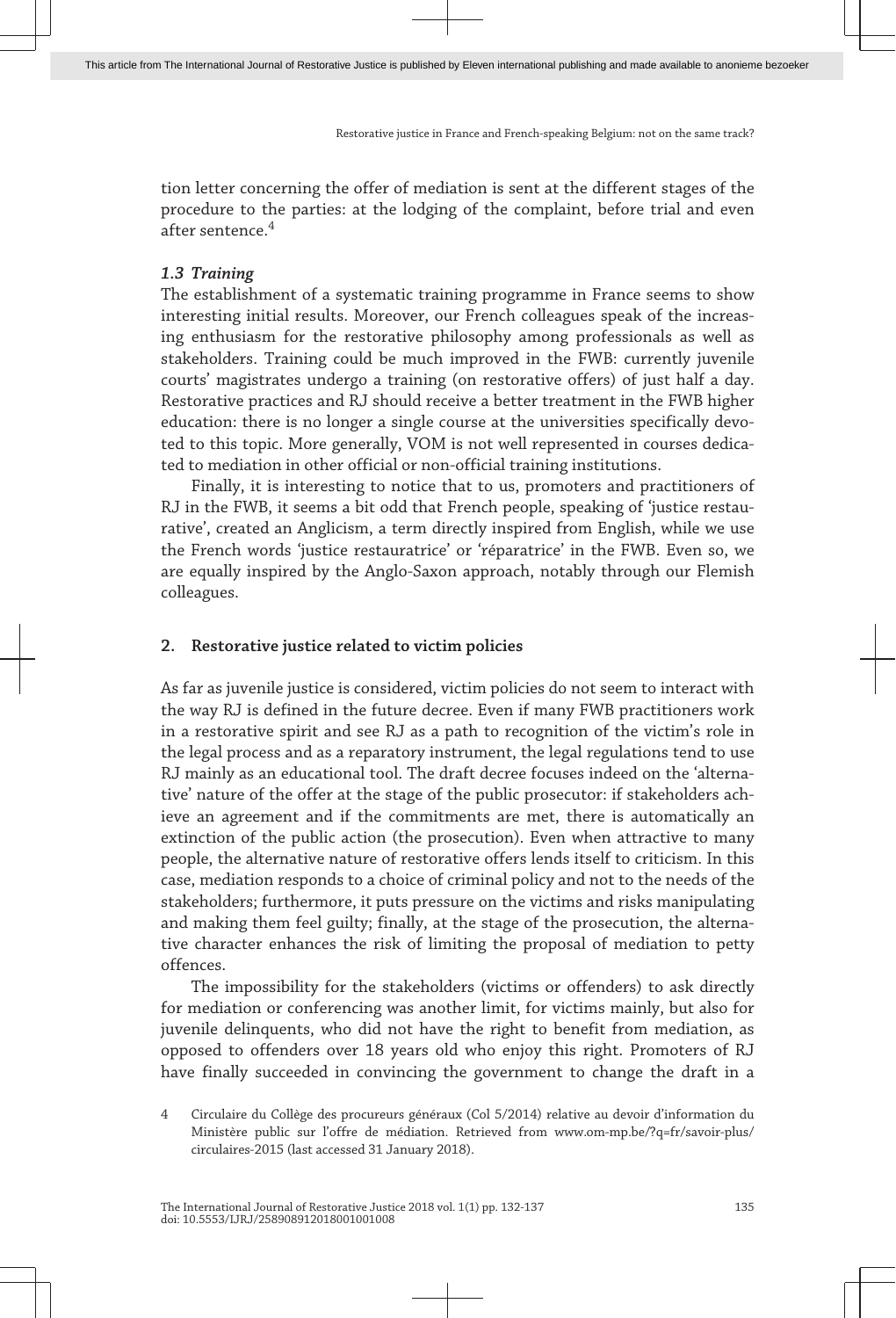tion letter concerning the offer of mediation is sent at the different stages of the procedure to the parties: at the lodging of the complaint, before trial and even after sentence.[4]

### *1.3 Training*

The establishment of a systematic training programme in France seems to show interesting initial results. Moreover, our French colleagues speak of the increasing enthusiasm for the restorative philosophy among professionals as well as stakeholders. Training could be much improved in the FWB: currently juvenile courts' magistrates undergo a training (on restorative offers) of just half a day. Restorative practices and RJ should receive a better treatment in the FWB higher education: there is no longer a single course at the universities specifically devoted to this topic. More generally, VOM is not well represented in courses dedicated to mediation in other official or non-official training institutions.

Finally, it is interesting to notice that to us, promoters and practitioners of RJ in the FWB, it seems a bit odd that French people, speaking of 'justice restaurative', created an Anglicism, a term directly inspired from English, while we use the French words 'justice restauratrice' or 'réparatrice' in the FWB. Even so, we are equally inspired by the Anglo-Saxon approach, notably through our Flemish colleagues.

## 2. Restorative justice related to victim policies

As far as juvenile justice is considered, victim policies do not seem to interact with the way RJ is defined in the future decree. Even if many FWB practitioners work in a restorative spirit and see RJ as a path to recognition of the victim's role in the legal process and as a reparatory instrument, the legal regulations tend to use RJ mainly as an educational tool. The draft decree focuses indeed on the 'alternative' nature of the offer at the stage of the public prosecutor: if stakeholders achieve an agreement and if the commitments are met, there is automatically an extinction of the public action (the prosecution). Even when attractive to many people, the alternative nature of restorative offers lends itself to criticism. In this case, mediation responds to a choice of criminal policy and not to the needs of the stakeholders; furthermore, it puts pressure on the victims and risks manipulating and making them feel guilty; finally, at the stage of the prosecution, the alternative character enhances the risk of limiting the proposal of mediation to petty offences.

The impossibility for the stakeholders (victims or offenders) to ask directly for mediation or conferencing was another limit, for victims mainly, but also for juvenile delinquents, who did not have the right to benefit from mediation, as opposed to offenders over 18 years old who enjoy this right. Promoters of RJ have finally succeeded in convincing the government to change the draft in a

4 Circulaire du Collège des procureurs généraux (Col 5/2014) relative au devoir d'information du Ministère public sur l'offre de médiation. Retrieved from www.om-mp.be/?q=fr/savoir-plus/circulaires-2015 (last accessed 31 January 2018).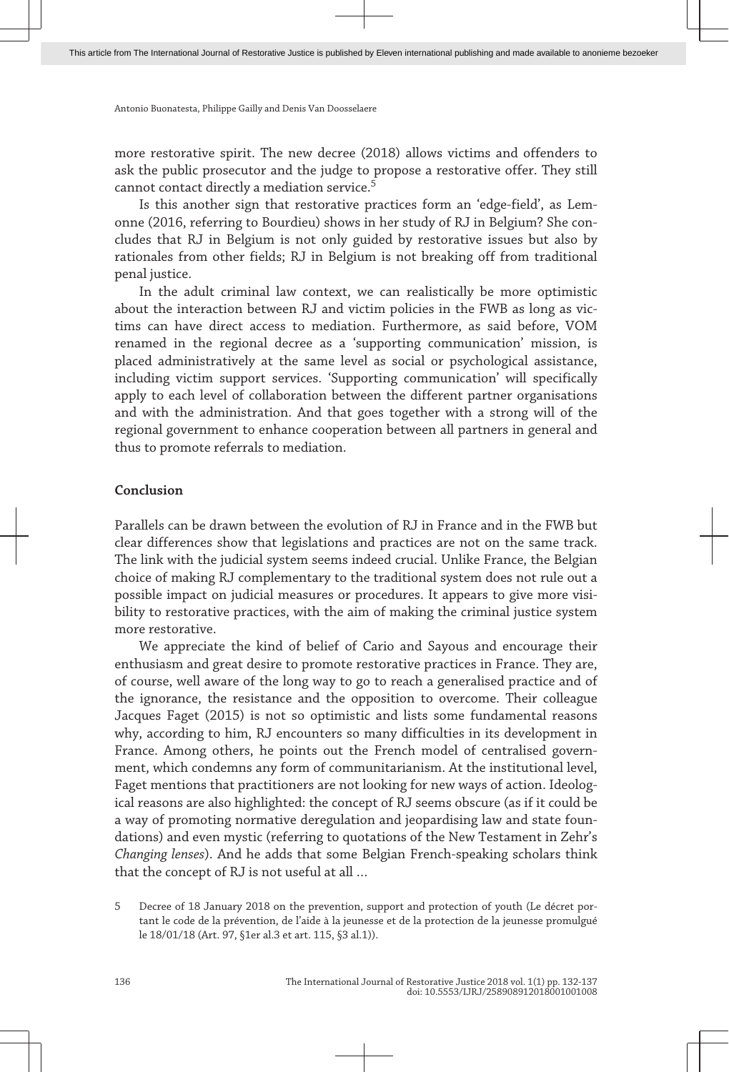more restorative spirit. The new decree (2018) allows victims and offenders to ask the public prosecutor and the judge to propose a restorative offer. They still cannot contact directly a mediation service.[5]

Is this another sign that restorative practices form an 'edge-field', as Lemonne (2016, referring to Bourdieu) shows in her study of RJ in Belgium? She concludes that RJ in Belgium is not only guided by restorative issues but also by rationales from other fields; RJ in Belgium is not breaking off from traditional penal justice.

In the adult criminal law context, we can realistically be more optimistic about the interaction between RJ and victim policies in the FWB as long as victims can have direct access to mediation. Furthermore, as said before, VOM renamed in the regional decree as a 'supporting communication' mission, is placed administratively at the same level as social or psychological assistance, including victim support services. 'Supporting communication' will specifically apply to each level of collaboration between the different partner organisations and with the administration. And that goes together with a strong will of the regional government to enhance cooperation between all partners in general and thus to promote referrals to mediation.

## Conclusion

Parallels can be drawn between the evolution of RJ in France and in the FWB but clear differences show that legislations and practices are not on the same track. The link with the judicial system seems indeed crucial. Unlike France, the Belgian choice of making RJ complementary to the traditional system does not rule out a possible impact on judicial measures or procedures. It appears to give more visibility to restorative practices, with the aim of making the criminal justice system more restorative.

We appreciate the kind of belief of Cario and Sayous and encourage their enthusiasm and great desire to promote restorative practices in France. They are, of course, well aware of the long way to go to reach a generalised practice and of the ignorance, the resistance and the opposition to overcome. Their colleague Jacques Faget (2015) is not so optimistic and lists some fundamental reasons why, according to him, RJ encounters so many difficulties in its development in France. Among others, he points out the French model of centralised government, which condemns any form of communitarianism. At the institutional level, Faget mentions that practitioners are not looking for new ways of action. Ideological reasons are also highlighted: the concept of RJ seems obscure (as if it could be a way of promoting normative deregulation and jeopardising law and state foundations) and even mystic (referring to quotations of the New Testament in Zehr's *Changing lenses*). And he adds that some Belgian French-speaking scholars think that the concept of RJ is not useful at all …

5 Decree of 18 January 2018 on the prevention, support and protection of youth (Le décret portant le code de la prévention, de l'aide à la jeunesse et de la protection de la jeunesse promulgué le 18/01/18 (Art. 97, §1er al.3 et art. 115, §3 al.1)).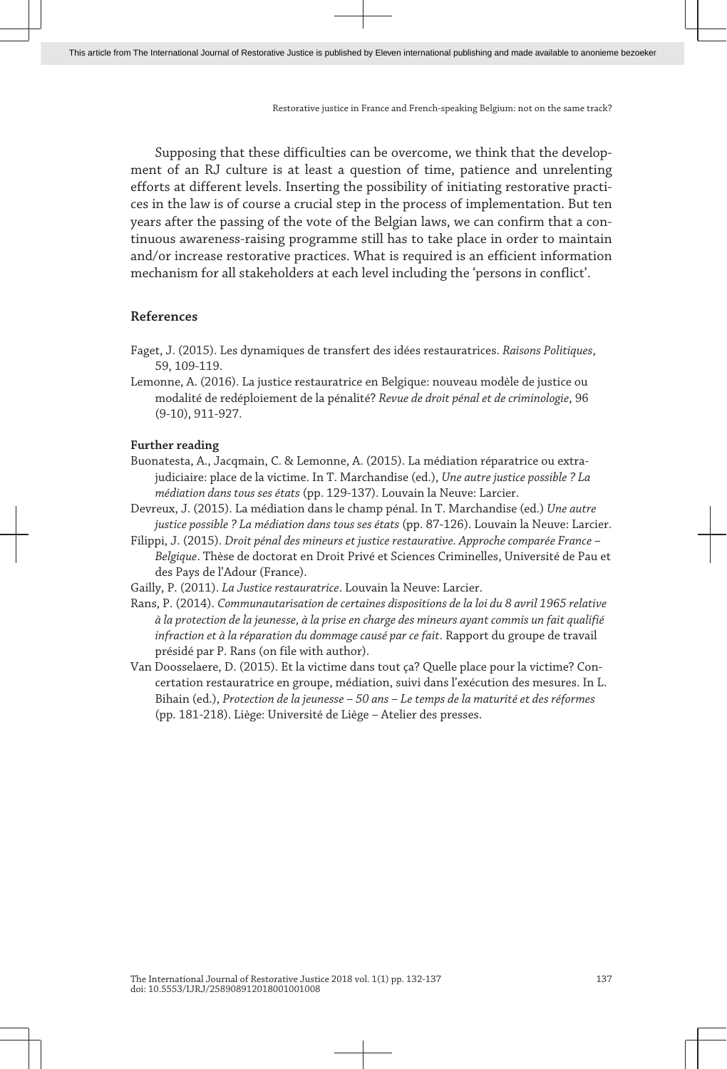Supposing that these difficulties can be overcome, we think that the development of an RJ culture is at least a question of time, patience and unrelenting efforts at different levels. Inserting the possibility of initiating restorative practices in the law is of course a crucial step in the process of implementation. But ten years after the passing of the vote of the Belgian laws, we can confirm that a continuous awareness-raising programme still has to take place in order to maintain and/or increase restorative practices. What is required is an efficient information mechanism for all stakeholders at each level including the 'persons in conflict'.

## References

Faget, J. (2015). Les dynamiques de transfert des idées restauratrices. *Raisons Politiques*, 59, 109-119.

Lemonne, A. (2016). La justice restauratrice en Belgique: nouveau modèle de justice ou modalité de redéploiement de la pénalité? *Revue de droit pénal et de criminologie*, 96 (9-10), 911-927.

### Further reading

Buonatesta, A., Jacqmain, C. & Lemonne, A. (2015). La médiation réparatrice ou extra-judiciaire: place de la victime. In T. Marchandise (ed.), *Une autre justice possible ? La médiation dans tous ses états* (pp. 129-137). Louvain la Neuve: Larcier.

Devreux, J. (2015). La médiation dans le champ pénal. In T. Marchandise (ed.) *Une autre justice possible ? La médiation dans tous ses états* (pp. 87-126). Louvain la Neuve: Larcier.

Filippi, J. (2015). *Droit pénal des mineurs et justice restaurative. Approche comparée France – Belgique*. Thèse de doctorat en Droit Privé et Sciences Criminelles, Université de Pau et des Pays de l'Adour (France).

Gailly, P. (2011). *La Justice restauratrice*. Louvain la Neuve: Larcier.

Rans, P. (2014). *Communautarisation de certaines dispositions de la loi du 8 avril 1965 relative à la protection de la jeunesse, à la prise en charge des mineurs ayant commis un fait qualifié infraction et à la réparation du dommage causé par ce fait*. Rapport du groupe de travail présidé par P. Rans (on file with author).

Van Doosselaere, D. (2015). Et la victime dans tout ça? Quelle place pour la victime? Concertation restauratrice en groupe, médiation, suivi dans l'exécution des mesures. In L. Bihain (ed.), *Protection de la jeunesse – 50 ans – Le temps de la maturité et des réformes* (pp. 181-218). Liège: Université de Liège – Atelier des presses.